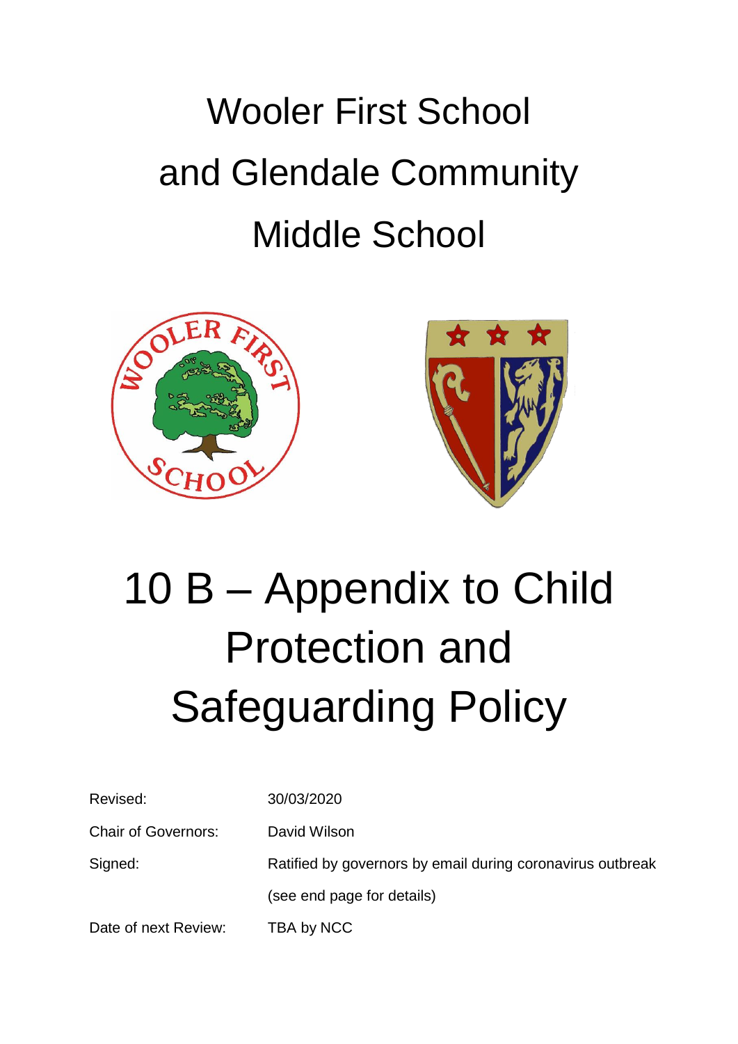# Wooler First School and Glendale Community Middle School

# 10 B – Appendix to Child Protection and Safeguarding Policy

| | |
|---|---|
| Revised: | 30/03/2020 |
| Chair of Governors: | David Wilson |
| Signed: | Ratified by governors by email during coronavirus outbreak (see end page for details) |
| Date of next Review: | TBA by NCC |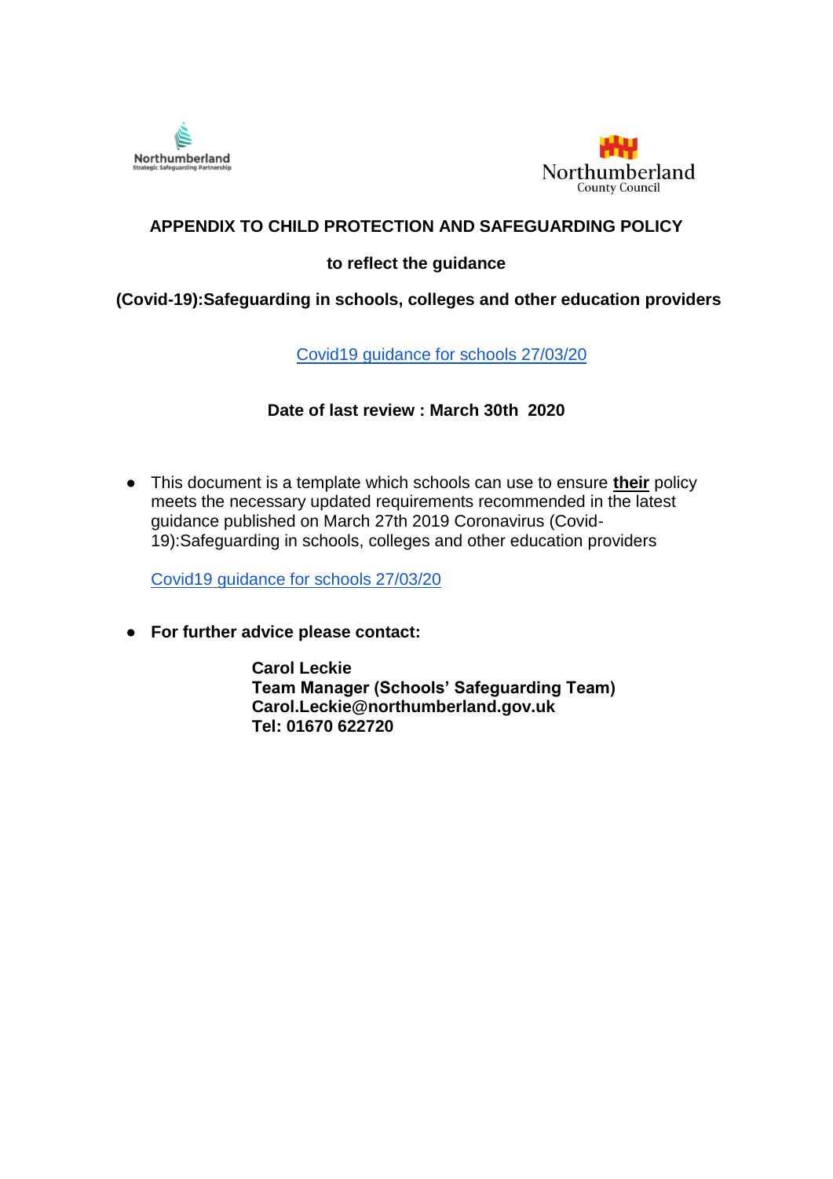Northumberland
Strategic Safeguarding Partnership

Northumberland
County Council

# APPENDIX TO CHILD PROTECTION AND SAFEGUARDING POLICY

## to reflect the guidance

## (Covid-19):Safeguarding in schools, colleges and other education providers

[Covid19 guidance for schools 27/03/20]

**Date of last review : March 30th 2020**

- This document is a template which schools can use to ensure **their** policy meets the necessary updated requirements recommended in the latest guidance published on March 27th 2019 Coronavirus (Covid-19):Safeguarding in schools, colleges and other education providers

  [Covid19 guidance for schools 27/03/20]

- **For further advice please contact:**

  **Carol Leckie**
  **Team Manager (Schools' Safeguarding Team)**
  **Carol.Leckie@northumberland.gov.uk**
  **Tel: 01670 622720**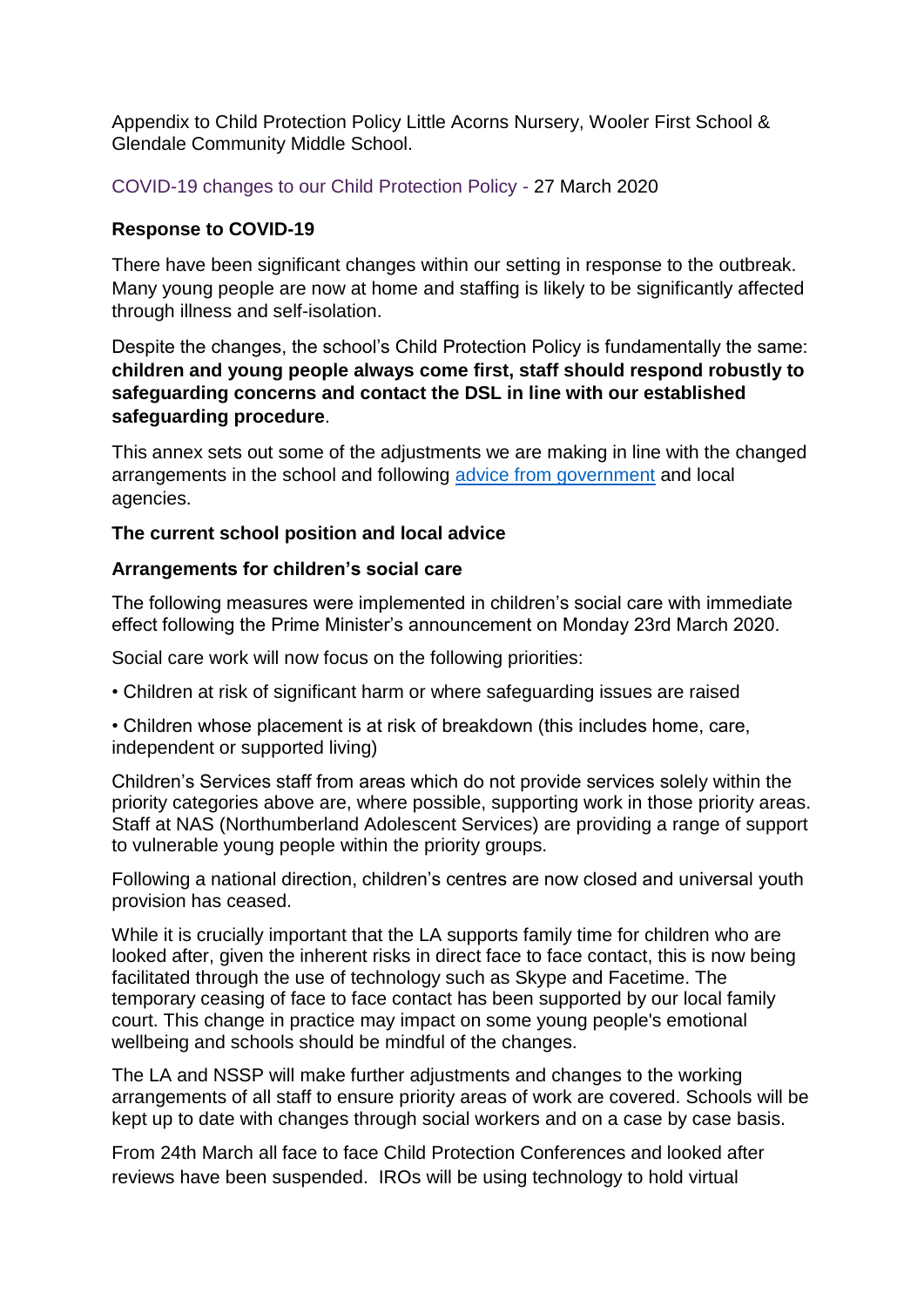Appendix to Child Protection Policy Little Acorns Nursery, Wooler First School & Glendale Community Middle School.

COVID-19 changes to our Child Protection Policy - 27 March 2020

**Response to COVID-19**

There have been significant changes within our setting in response to the outbreak. Many young people are now at home and staffing is likely to be significantly affected through illness and self-isolation.

Despite the changes, the school's Child Protection Policy is fundamentally the same: **children and young people always come first, staff should respond robustly to safeguarding concerns and contact the DSL in line with our established safeguarding procedure**.

This annex sets out some of the adjustments we are making in line with the changed arrangements in the school and following [advice from government]() and local agencies.

**The current school position and local advice**

**Arrangements for children's social care**

The following measures were implemented in children's social care with immediate effect following the Prime Minister's announcement on Monday 23rd March 2020.

Social care work will now focus on the following priorities:

- Children at risk of significant harm or where safeguarding issues are raised
- Children whose placement is at risk of breakdown (this includes home, care, independent or supported living)

Children's Services staff from areas which do not provide services solely within the priority categories above are, where possible, supporting work in those priority areas. Staff at NAS (Northumberland Adolescent Services) are providing a range of support to vulnerable young people within the priority groups.

Following a national direction, children's centres are now closed and universal youth provision has ceased.

While it is crucially important that the LA supports family time for children who are looked after, given the inherent risks in direct face to face contact, this is now being facilitated through the use of technology such as Skype and Facetime. The temporary ceasing of face to face contact has been supported by our local family court. This change in practice may impact on some young people's emotional wellbeing and schools should be mindful of the changes.

The LA and NSSP will make further adjustments and changes to the working arrangements of all staff to ensure priority areas of work are covered. Schools will be kept up to date with changes through social workers and on a case by case basis.

From 24th March all face to face Child Protection Conferences and looked after reviews have been suspended. IROs will be using technology to hold virtual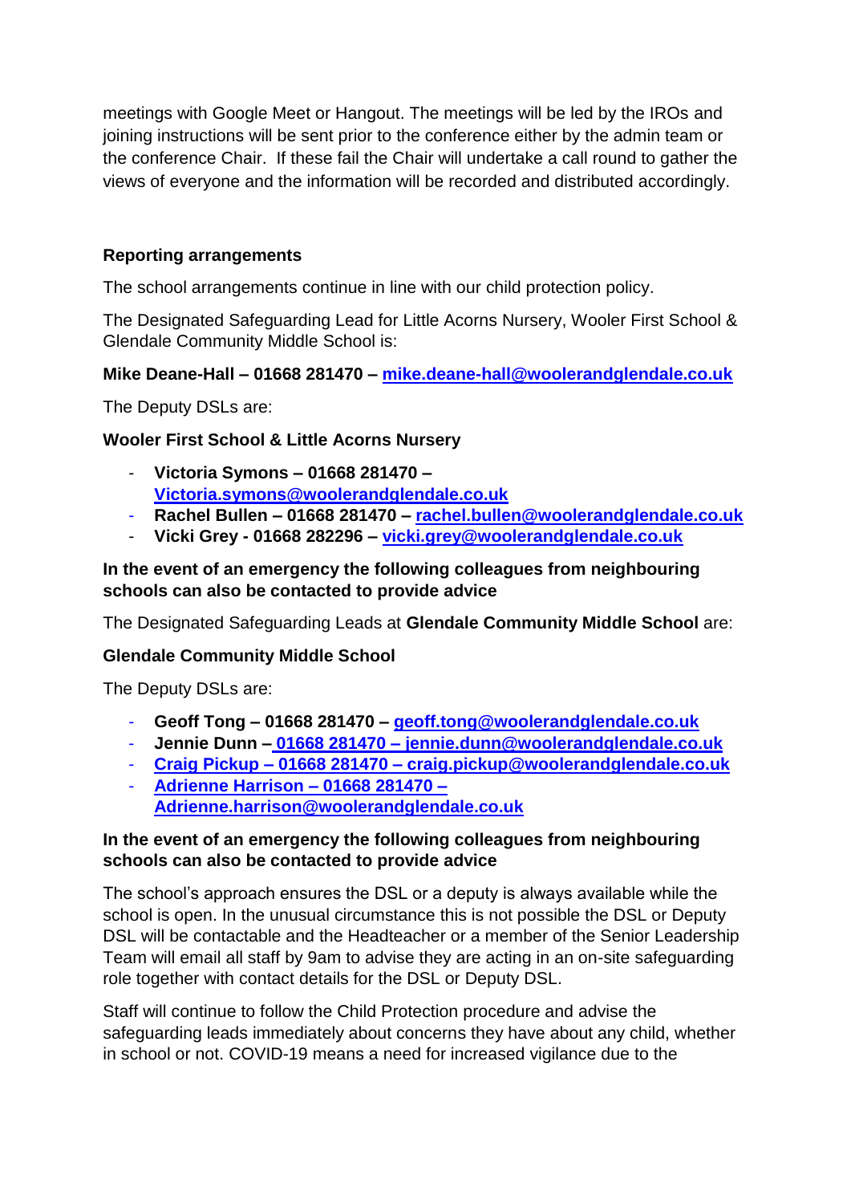meetings with Google Meet or Hangout. The meetings will be led by the IROs and joining instructions will be sent prior to the conference either by the admin team or the conference Chair. If these fail the Chair will undertake a call round to gather the views of everyone and the information will be recorded and distributed accordingly.

**Reporting arrangements**

The school arrangements continue in line with our child protection policy.

The Designated Safeguarding Lead for Little Acorns Nursery, Wooler First School & Glendale Community Middle School is:

**Mike Deane-Hall – 01668 281470 – mike.deane-hall@woolerandglendale.co.uk**

The Deputy DSLs are:

**Wooler First School & Little Acorns Nursery**

- **Victoria Symons – 01668 281470 – Victoria.symons@woolerandglendale.co.uk**
- **Rachel Bullen – 01668 281470 – rachel.bullen@woolerandglendale.co.uk**
- **Vicki Grey - 01668 282296 – vicki.grey@woolerandglendale.co.uk**

**In the event of an emergency the following colleagues from neighbouring schools can also be contacted to provide advice**

The Designated Safeguarding Leads at **Glendale Community Middle School** are:

**Glendale Community Middle School**

The Deputy DSLs are:

- **Geoff Tong – 01668 281470 – geoff.tong@woolerandglendale.co.uk**
- **Jennie Dunn – 01668 281470 – jennie.dunn@woolerandglendale.co.uk**
- **Craig Pickup – 01668 281470 – craig.pickup@woolerandglendale.co.uk**
- **Adrienne Harrison – 01668 281470 – Adrienne.harrison@woolerandglendale.co.uk**

**In the event of an emergency the following colleagues from neighbouring schools can also be contacted to provide advice**

The school's approach ensures the DSL or a deputy is always available while the school is open. In the unusual circumstance this is not possible the DSL or Deputy DSL will be contactable and the Headteacher or a member of the Senior Leadership Team will email all staff by 9am to advise they are acting in an on-site safeguarding role together with contact details for the DSL or Deputy DSL.

Staff will continue to follow the Child Protection procedure and advise the safeguarding leads immediately about concerns they have about any child, whether in school or not. COVID-19 means a need for increased vigilance due to the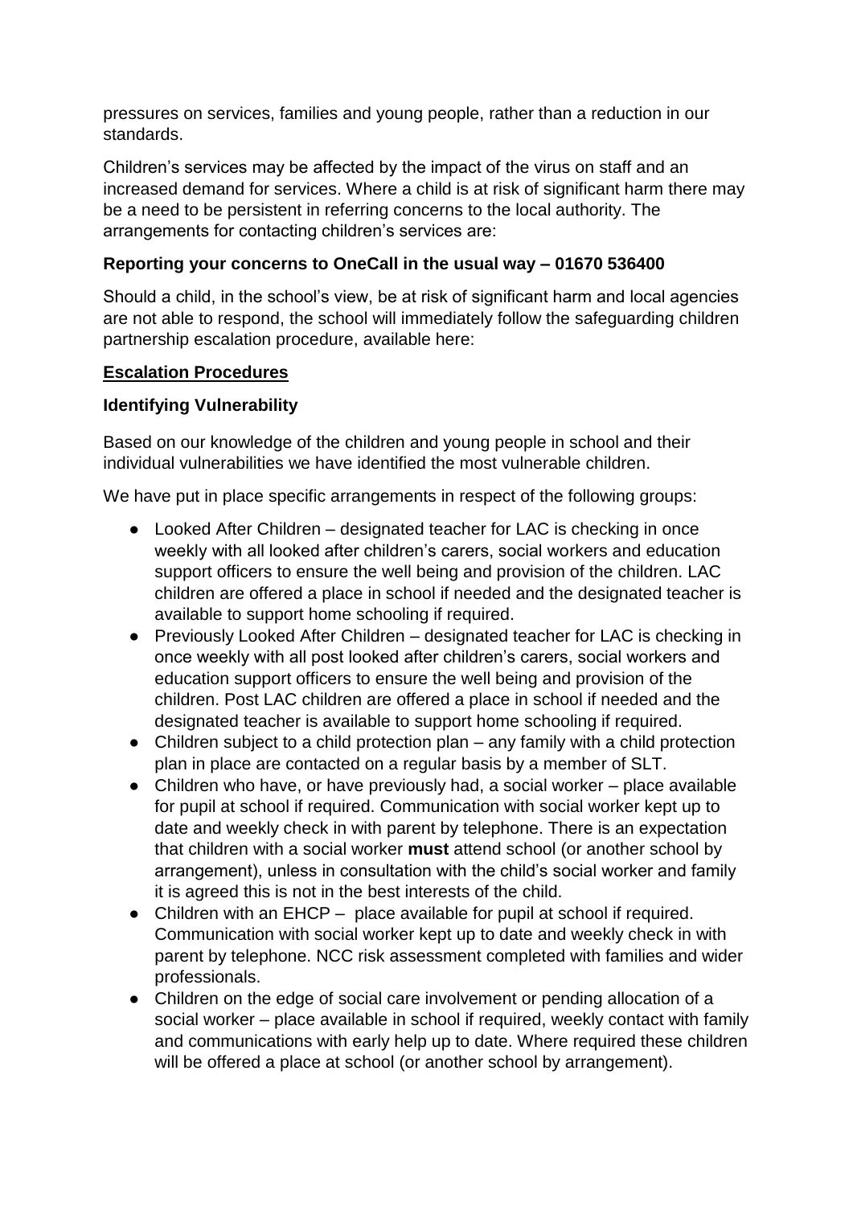pressures on services, families and young people, rather than a reduction in our standards.

Children's services may be affected by the impact of the virus on staff and an increased demand for services. Where a child is at risk of significant harm there may be a need to be persistent in referring concerns to the local authority. The arrangements for contacting children's services are:

**Reporting your concerns to OneCall in the usual way – 01670 536400**

Should a child, in the school's view, be at risk of significant harm and local agencies are not able to respond, the school will immediately follow the safeguarding children partnership escalation procedure, available here:

**Escalation Procedures**

**Identifying Vulnerability**

Based on our knowledge of the children and young people in school and their individual vulnerabilities we have identified the most vulnerable children.

We have put in place specific arrangements in respect of the following groups:

- Looked After Children – designated teacher for LAC is checking in once weekly with all looked after children's carers, social workers and education support officers to ensure the well being and provision of the children. LAC children are offered a place in school if needed and the designated teacher is available to support home schooling if required.
- Previously Looked After Children – designated teacher for LAC is checking in once weekly with all post looked after children's carers, social workers and education support officers to ensure the well being and provision of the children. Post LAC children are offered a place in school if needed and the designated teacher is available to support home schooling if required.
- Children subject to a child protection plan – any family with a child protection plan in place are contacted on a regular basis by a member of SLT.
- Children who have, or have previously had, a social worker – place available for pupil at school if required. Communication with social worker kept up to date and weekly check in with parent by telephone. There is an expectation that children with a social worker **must** attend school (or another school by arrangement), unless in consultation with the child's social worker and family it is agreed this is not in the best interests of the child.
- Children with an EHCP – place available for pupil at school if required. Communication with social worker kept up to date and weekly check in with parent by telephone. NCC risk assessment completed with families and wider professionals.
- Children on the edge of social care involvement or pending allocation of a social worker – place available in school if required, weekly contact with family and communications with early help up to date. Where required these children will be offered a place at school (or another school by arrangement).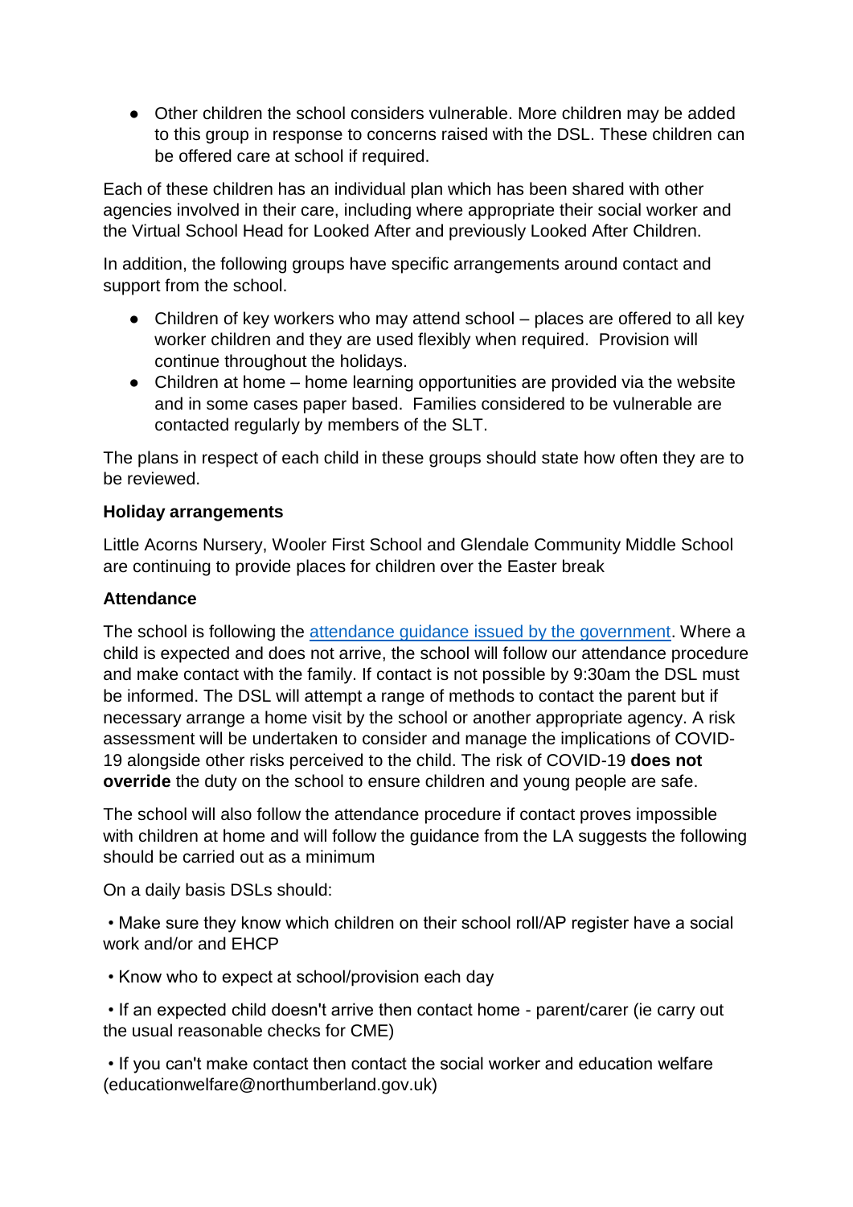- Other children the school considers vulnerable. More children may be added to this group in response to concerns raised with the DSL. These children can be offered care at school if required.

Each of these children has an individual plan which has been shared with other agencies involved in their care, including where appropriate their social worker and the Virtual School Head for Looked After and previously Looked After Children.

In addition, the following groups have specific arrangements around contact and support from the school.

- Children of key workers who may attend school – places are offered to all key worker children and they are used flexibly when required. Provision will continue throughout the holidays.
- Children at home – home learning opportunities are provided via the website and in some cases paper based. Families considered to be vulnerable are contacted regularly by members of the SLT.

The plans in respect of each child in these groups should state how often they are to be reviewed.

**Holiday arrangements**

Little Acorns Nursery, Wooler First School and Glendale Community Middle School are continuing to provide places for children over the Easter break

**Attendance**

The school is following the [attendance guidance issued by the government](). Where a child is expected and does not arrive, the school will follow our attendance procedure and make contact with the family. If contact is not possible by 9:30am the DSL must be informed. The DSL will attempt a range of methods to contact the parent but if necessary arrange a home visit by the school or another appropriate agency. A risk assessment will be undertaken to consider and manage the implications of COVID-19 alongside other risks perceived to the child. The risk of COVID-19 **does not override** the duty on the school to ensure children and young people are safe.

The school will also follow the attendance procedure if contact proves impossible with children at home and will follow the guidance from the LA suggests the following should be carried out as a minimum

On a daily basis DSLs should:

• Make sure they know which children on their school roll/AP register have a social work and/or and EHCP

• Know who to expect at school/provision each day

• If an expected child doesn't arrive then contact home - parent/carer (ie carry out the usual reasonable checks for CME)

• If you can't make contact then contact the social worker and education welfare (educationwelfare@northumberland.gov.uk)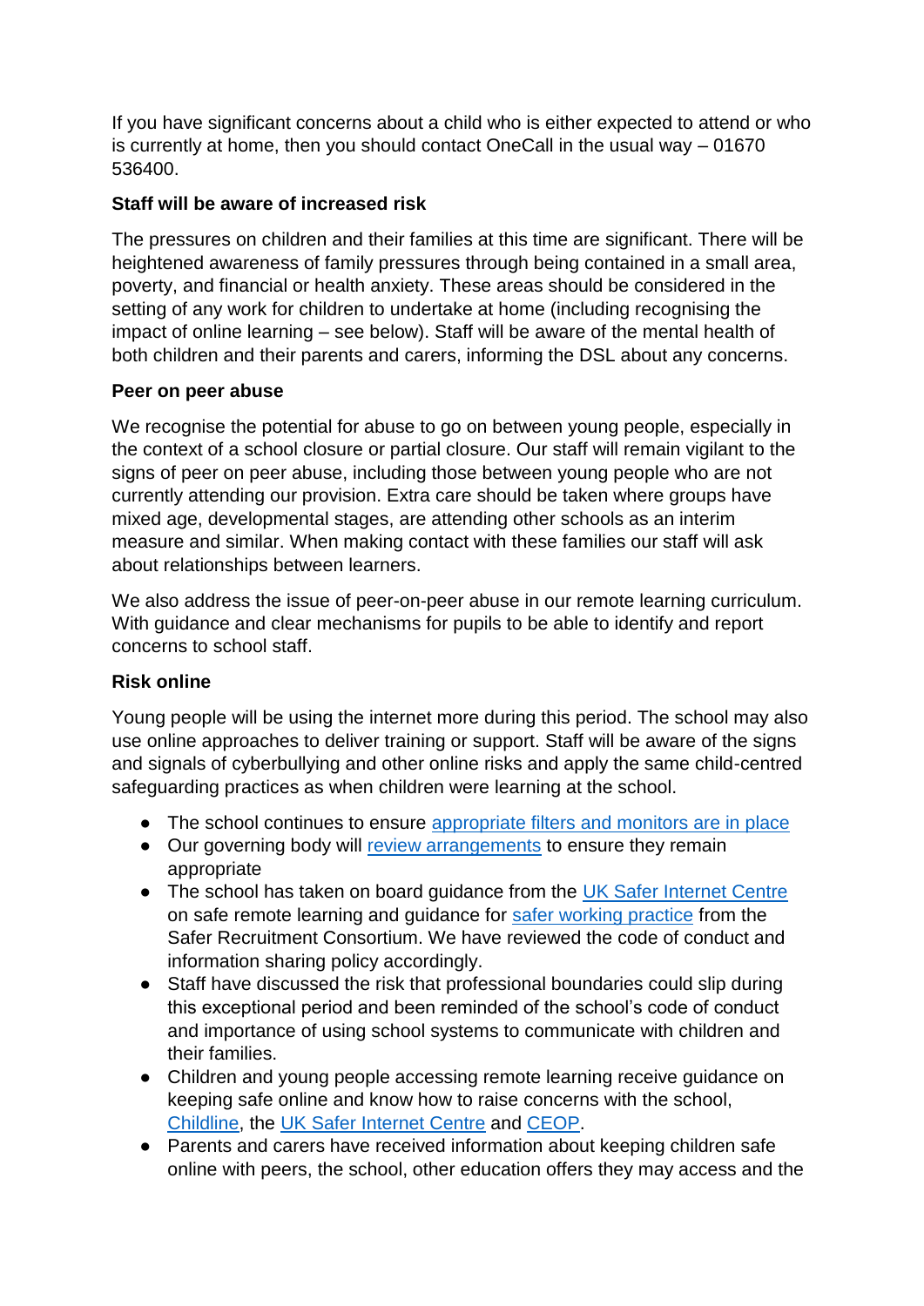If you have significant concerns about a child who is either expected to attend or who is currently at home, then you should contact OneCall in the usual way – 01670 536400.

**Staff will be aware of increased risk**

The pressures on children and their families at this time are significant. There will be heightened awareness of family pressures through being contained in a small area, poverty, and financial or health anxiety. These areas should be considered in the setting of any work for children to undertake at home (including recognising the impact of online learning – see below). Staff will be aware of the mental health of both children and their parents and carers, informing the DSL about any concerns.

**Peer on peer abuse**

We recognise the potential for abuse to go on between young people, especially in the context of a school closure or partial closure. Our staff will remain vigilant to the signs of peer on peer abuse, including those between young people who are not currently attending our provision. Extra care should be taken where groups have mixed age, developmental stages, are attending other schools as an interim measure and similar. When making contact with these families our staff will ask about relationships between learners.

We also address the issue of peer-on-peer abuse in our remote learning curriculum. With guidance and clear mechanisms for pupils to be able to identify and report concerns to school staff.

**Risk online**

Young people will be using the internet more during this period. The school may also use online approaches to deliver training or support. Staff will be aware of the signs and signals of cyberbullying and other online risks and apply the same child-centred safeguarding practices as when children were learning at the school.

- The school continues to ensure appropriate filters and monitors are in place
- Our governing body will review arrangements to ensure they remain appropriate
- The school has taken on board guidance from the UK Safer Internet Centre on safe remote learning and guidance for safer working practice from the Safer Recruitment Consortium. We have reviewed the code of conduct and information sharing policy accordingly.
- Staff have discussed the risk that professional boundaries could slip during this exceptional period and been reminded of the school's code of conduct and importance of using school systems to communicate with children and their families.
- Children and young people accessing remote learning receive guidance on keeping safe online and know how to raise concerns with the school, Childline, the UK Safer Internet Centre and CEOP.
- Parents and carers have received information about keeping children safe online with peers, the school, other education offers they may access and the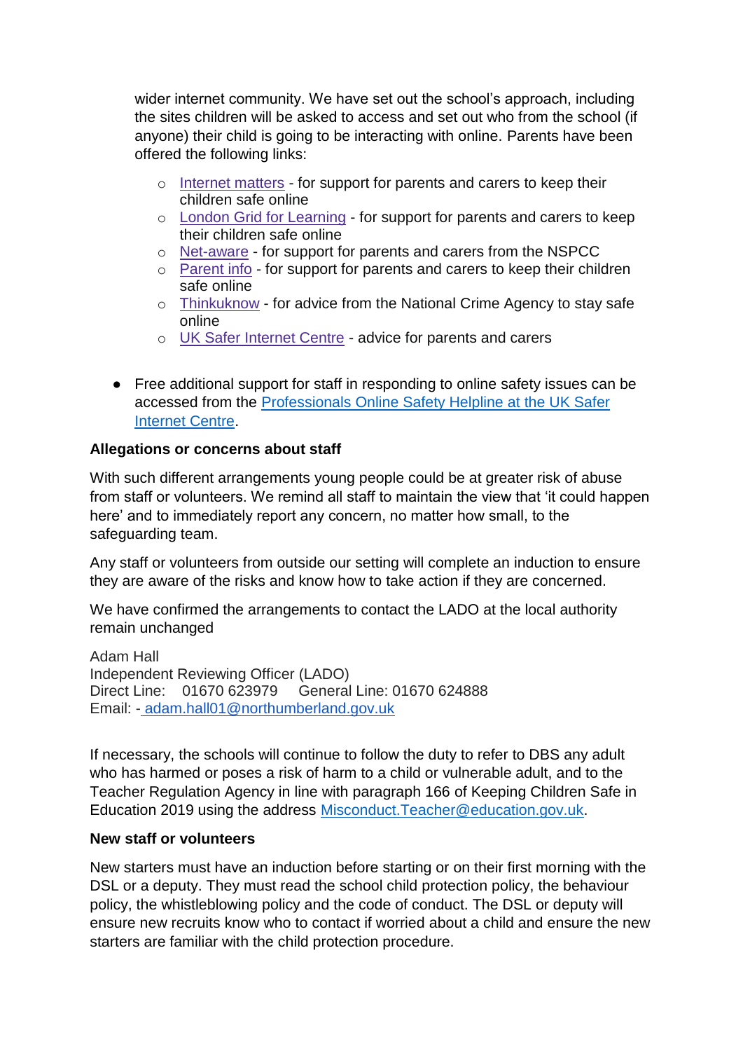wider internet community. We have set out the school's approach, including the sites children will be asked to access and set out who from the school (if anyone) their child is going to be interacting with online. Parents have been offered the following links:

  - Internet matters - for support for parents and carers to keep their children safe online
  - London Grid for Learning - for support for parents and carers to keep their children safe online
  - Net-aware - for support for parents and carers from the NSPCC
  - Parent info - for support for parents and carers to keep their children safe online
  - Thinkuknow - for advice from the National Crime Agency to stay safe online
  - UK Safer Internet Centre - advice for parents and carers

- Free additional support for staff in responding to online safety issues can be accessed from the Professionals Online Safety Helpline at the UK Safer Internet Centre.

**Allegations or concerns about staff**

With such different arrangements young people could be at greater risk of abuse from staff or volunteers. We remind all staff to maintain the view that 'it could happen here' and to immediately report any concern, no matter how small, to the safeguarding team.

Any staff or volunteers from outside our setting will complete an induction to ensure they are aware of the risks and know how to take action if they are concerned.

We have confirmed the arrangements to contact the LADO at the local authority remain unchanged

Adam Hall
Independent Reviewing Officer (LADO)
Direct Line: 01670 623979 General Line: 01670 624888
Email: - adam.hall01@northumberland.gov.uk

If necessary, the schools will continue to follow the duty to refer to DBS any adult who has harmed or poses a risk of harm to a child or vulnerable adult, and to the Teacher Regulation Agency in line with paragraph 166 of Keeping Children Safe in Education 2019 using the address Misconduct.Teacher@education.gov.uk.

**New staff or volunteers**

New starters must have an induction before starting or on their first morning with the DSL or a deputy. They must read the school child protection policy, the behaviour policy, the whistleblowing policy and the code of conduct. The DSL or deputy will ensure new recruits know who to contact if worried about a child and ensure the new starters are familiar with the child protection procedure.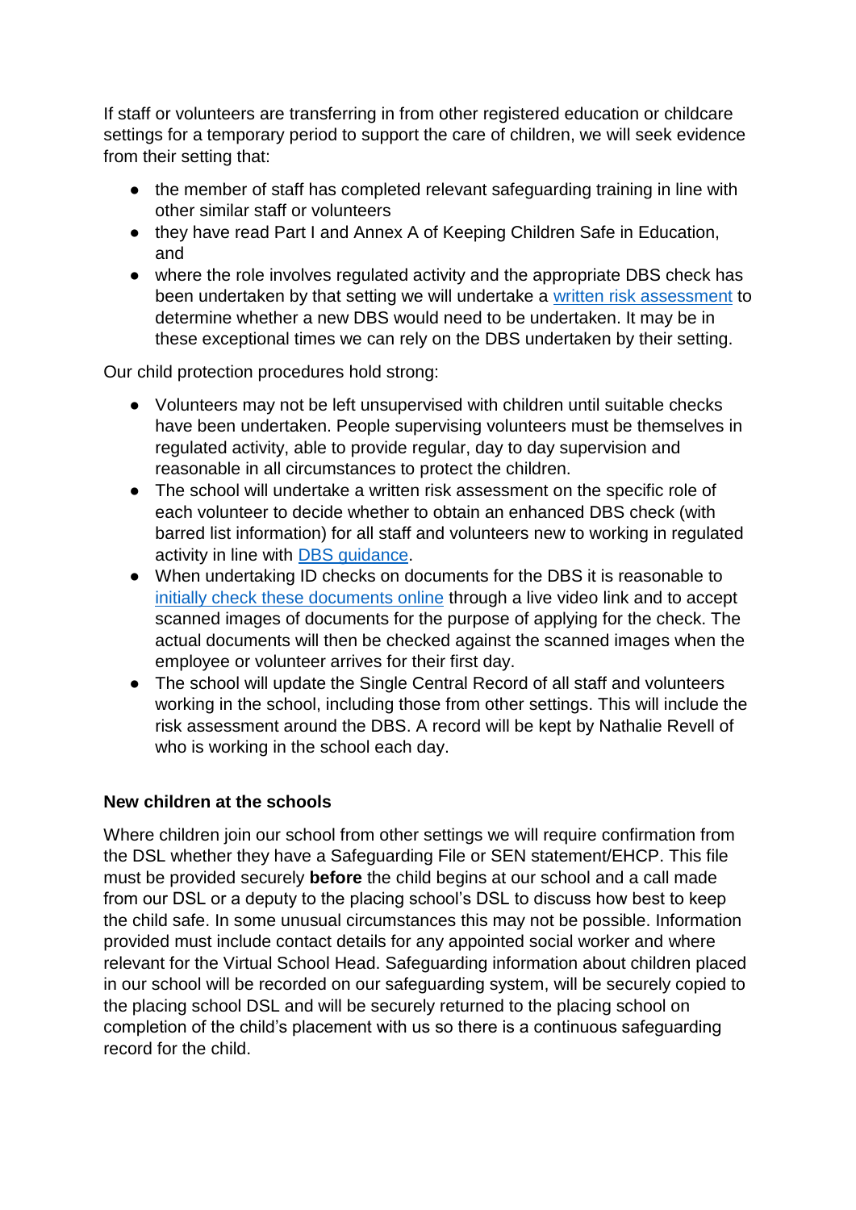If staff or volunteers are transferring in from other registered education or childcare settings for a temporary period to support the care of children, we will seek evidence from their setting that:

- the member of staff has completed relevant safeguarding training in line with other similar staff or volunteers
- they have read Part I and Annex A of Keeping Children Safe in Education, and
- where the role involves regulated activity and the appropriate DBS check has been undertaken by that setting we will undertake a written risk assessment to determine whether a new DBS would need to be undertaken. It may be in these exceptional times we can rely on the DBS undertaken by their setting.

Our child protection procedures hold strong:

- Volunteers may not be left unsupervised with children until suitable checks have been undertaken. People supervising volunteers must be themselves in regulated activity, able to provide regular, day to day supervision and reasonable in all circumstances to protect the children.
- The school will undertake a written risk assessment on the specific role of each volunteer to decide whether to obtain an enhanced DBS check (with barred list information) for all staff and volunteers new to working in regulated activity in line with DBS guidance.
- When undertaking ID checks on documents for the DBS it is reasonable to initially check these documents online through a live video link and to accept scanned images of documents for the purpose of applying for the check. The actual documents will then be checked against the scanned images when the employee or volunteer arrives for their first day.
- The school will update the Single Central Record of all staff and volunteers working in the school, including those from other settings. This will include the risk assessment around the DBS. A record will be kept by Nathalie Revell of who is working in the school each day.

**New children at the schools**

Where children join our school from other settings we will require confirmation from the DSL whether they have a Safeguarding File or SEN statement/EHCP. This file must be provided securely **before** the child begins at our school and a call made from our DSL or a deputy to the placing school's DSL to discuss how best to keep the child safe. In some unusual circumstances this may not be possible. Information provided must include contact details for any appointed social worker and where relevant for the Virtual School Head. Safeguarding information about children placed in our school will be recorded on our safeguarding system, will be securely copied to the placing school DSL and will be securely returned to the placing school on completion of the child's placement with us so there is a continuous safeguarding record for the child.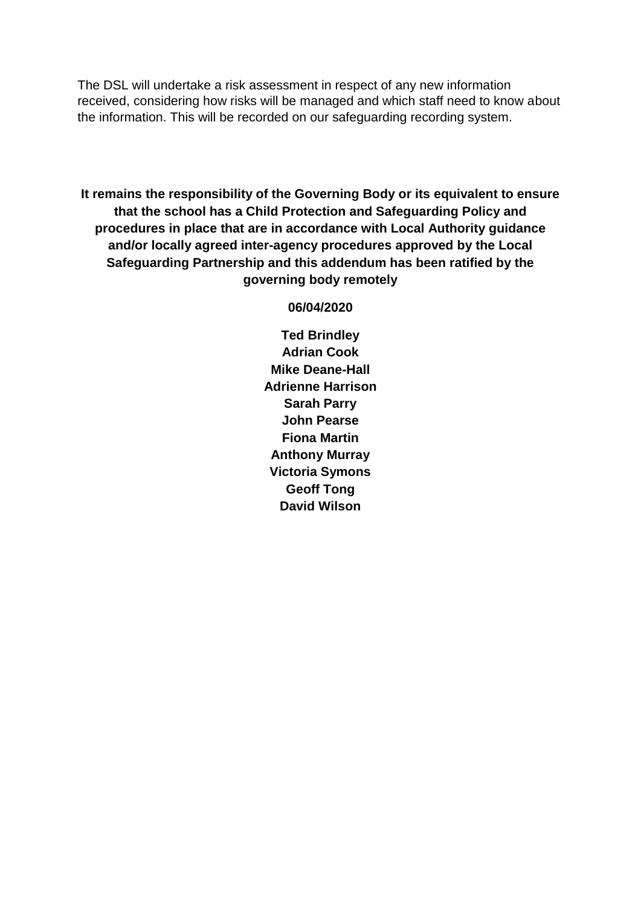The DSL will undertake a risk assessment in respect of any new information received, considering how risks will be managed and which staff need to know about the information. This will be recorded on our safeguarding recording system.

**It remains the responsibility of the Governing Body or its equivalent to ensure that the school has a Child Protection and Safeguarding Policy and procedures in place that are in accordance with Local Authority guidance and/or locally agreed inter-agency procedures approved by the Local Safeguarding Partnership and this addendum has been ratified by the governing body remotely**

**06/04/2020**

**Ted Brindley**
**Adrian Cook**
**Mike Deane-Hall**
**Adrienne Harrison**
**Sarah Parry**
**John Pearse**
**Fiona Martin**
**Anthony Murray**
**Victoria Symons**
**Geoff Tong**
**David Wilson**